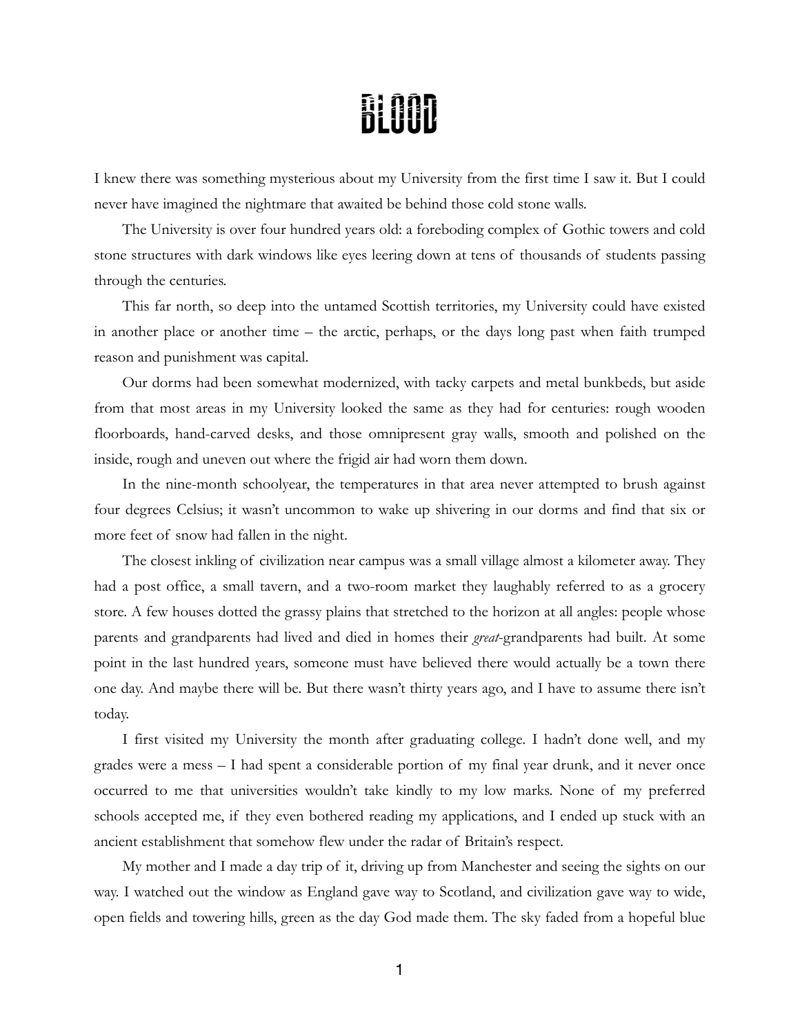# BLOOD

I knew there was something mysterious about my University from the first time I saw it. But I could never have imagined the nightmare that awaited be behind those cold stone walls.

The University is over four hundred years old: a foreboding complex of Gothic towers and cold stone structures with dark windows like eyes leering down at tens of thousands of students passing through the centuries.

This far north, so deep into the untamed Scottish territories, my University could have existed in another place or another time – the arctic, perhaps, or the days long past when faith trumped reason and punishment was capital.

Our dorms had been somewhat modernized, with tacky carpets and metal bunkbeds, but aside from that most areas in my University looked the same as they had for centuries: rough wooden floorboards, hand-carved desks, and those omnipresent gray walls, smooth and polished on the inside, rough and uneven out where the frigid air had worn them down.

In the nine-month schoolyear, the temperatures in that area never attempted to brush against four degrees Celsius; it wasn't uncommon to wake up shivering in our dorms and find that six or more feet of snow had fallen in the night.

The closest inkling of civilization near campus was a small village almost a kilometer away. They had a post office, a small tavern, and a two-room market they laughably referred to as a grocery store. A few houses dotted the grassy plains that stretched to the horizon at all angles: people whose parents and grandparents had lived and died in homes their *great*-grandparents had built. At some point in the last hundred years, someone must have believed there would actually be a town there one day. And maybe there will be. But there wasn't thirty years ago, and I have to assume there isn't today.

I first visited my University the month after graduating college. I hadn't done well, and my grades were a mess – I had spent a considerable portion of my final year drunk, and it never once occurred to me that universities wouldn't take kindly to my low marks. None of my preferred schools accepted me, if they even bothered reading my applications, and I ended up stuck with an ancient establishment that somehow flew under the radar of Britain's respect.

My mother and I made a day trip of it, driving up from Manchester and seeing the sights on our way. I watched out the window as England gave way to Scotland, and civilization gave way to wide, open fields and towering hills, green as the day God made them. The sky faded from a hopeful blue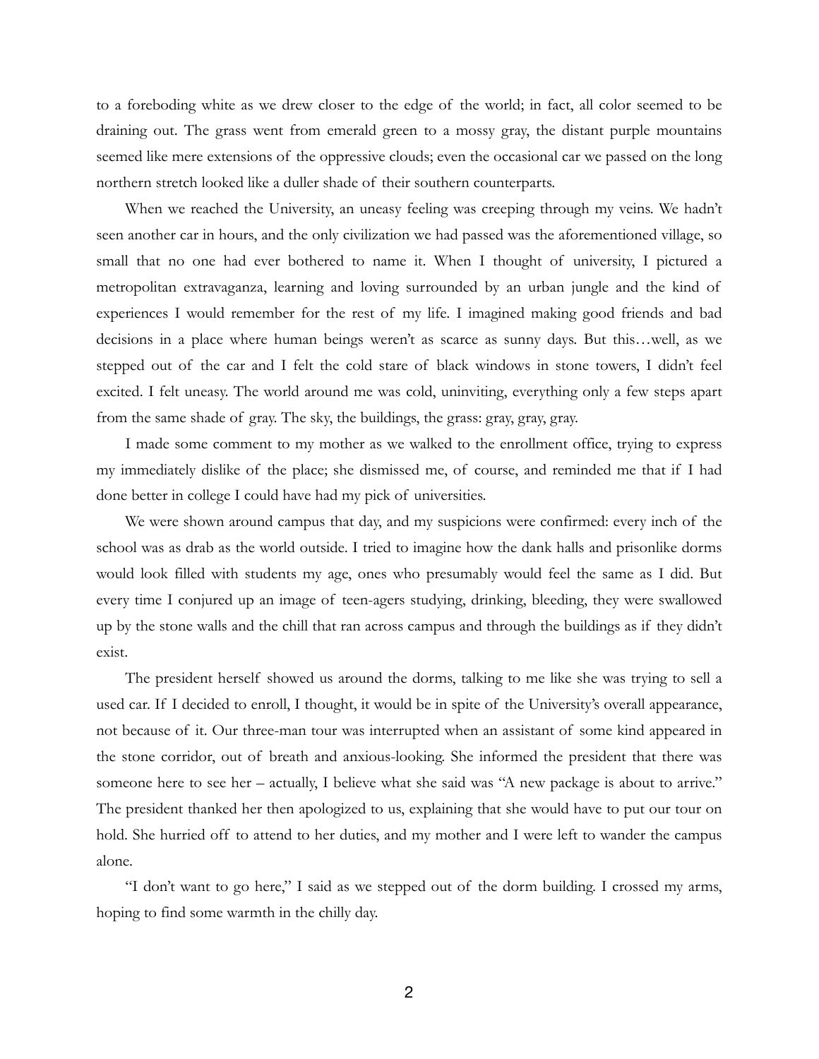to a foreboding white as we drew closer to the edge of the world; in fact, all color seemed to be draining out. The grass went from emerald green to a mossy gray, the distant purple mountains seemed like mere extensions of the oppressive clouds; even the occasional car we passed on the long northern stretch looked like a duller shade of their southern counterparts.

When we reached the University, an uneasy feeling was creeping through my veins. We hadn't seen another car in hours, and the only civilization we had passed was the aforementioned village, so small that no one had ever bothered to name it. When I thought of university, I pictured a metropolitan extravaganza, learning and loving surrounded by an urban jungle and the kind of experiences I would remember for the rest of my life. I imagined making good friends and bad decisions in a place where human beings weren't as scarce as sunny days. But this…well, as we stepped out of the car and I felt the cold stare of black windows in stone towers, I didn't feel excited. I felt uneasy. The world around me was cold, uninviting, everything only a few steps apart from the same shade of gray. The sky, the buildings, the grass: gray, gray, gray.

I made some comment to my mother as we walked to the enrollment office, trying to express my immediately dislike of the place; she dismissed me, of course, and reminded me that if I had done better in college I could have had my pick of universities.

We were shown around campus that day, and my suspicions were confirmed: every inch of the school was as drab as the world outside. I tried to imagine how the dank halls and prisonlike dorms would look filled with students my age, ones who presumably would feel the same as I did. But every time I conjured up an image of teen-agers studying, drinking, bleeding, they were swallowed up by the stone walls and the chill that ran across campus and through the buildings as if they didn't exist.

The president herself showed us around the dorms, talking to me like she was trying to sell a used car. If I decided to enroll, I thought, it would be in spite of the University's overall appearance, not because of it. Our three-man tour was interrupted when an assistant of some kind appeared in the stone corridor, out of breath and anxious-looking. She informed the president that there was someone here to see her – actually, I believe what she said was "A new package is about to arrive." The president thanked her then apologized to us, explaining that she would have to put our tour on hold. She hurried off to attend to her duties, and my mother and I were left to wander the campus alone.

"I don't want to go here," I said as we stepped out of the dorm building. I crossed my arms, hoping to find some warmth in the chilly day.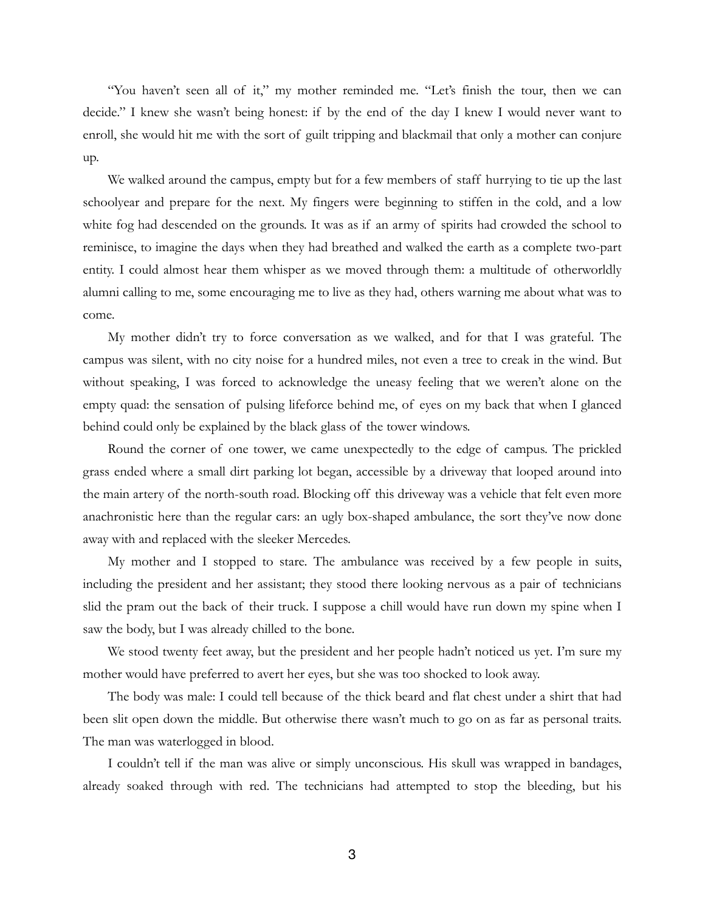"You haven't seen all of it," my mother reminded me. "Let's finish the tour, then we can decide." I knew she wasn't being honest: if by the end of the day I knew I would never want to enroll, she would hit me with the sort of guilt tripping and blackmail that only a mother can conjure up.

We walked around the campus, empty but for a few members of staff hurrying to tie up the last schoolyear and prepare for the next. My fingers were beginning to stiffen in the cold, and a low white fog had descended on the grounds. It was as if an army of spirits had crowded the school to reminisce, to imagine the days when they had breathed and walked the earth as a complete two-part entity. I could almost hear them whisper as we moved through them: a multitude of otherworldly alumni calling to me, some encouraging me to live as they had, others warning me about what was to come.

My mother didn't try to force conversation as we walked, and for that I was grateful. The campus was silent, with no city noise for a hundred miles, not even a tree to creak in the wind. But without speaking, I was forced to acknowledge the uneasy feeling that we weren't alone on the empty quad: the sensation of pulsing lifeforce behind me, of eyes on my back that when I glanced behind could only be explained by the black glass of the tower windows.

Round the corner of one tower, we came unexpectedly to the edge of campus. The prickled grass ended where a small dirt parking lot began, accessible by a driveway that looped around into the main artery of the north-south road. Blocking off this driveway was a vehicle that felt even more anachronistic here than the regular cars: an ugly box-shaped ambulance, the sort they've now done away with and replaced with the sleeker Mercedes.

My mother and I stopped to stare. The ambulance was received by a few people in suits, including the president and her assistant; they stood there looking nervous as a pair of technicians slid the pram out the back of their truck. I suppose a chill would have run down my spine when I saw the body, but I was already chilled to the bone.

We stood twenty feet away, but the president and her people hadn't noticed us yet. I'm sure my mother would have preferred to avert her eyes, but she was too shocked to look away.

The body was male: I could tell because of the thick beard and flat chest under a shirt that had been slit open down the middle. But otherwise there wasn't much to go on as far as personal traits. The man was waterlogged in blood.

I couldn't tell if the man was alive or simply unconscious. His skull was wrapped in bandages, already soaked through with red. The technicians had attempted to stop the bleeding, but his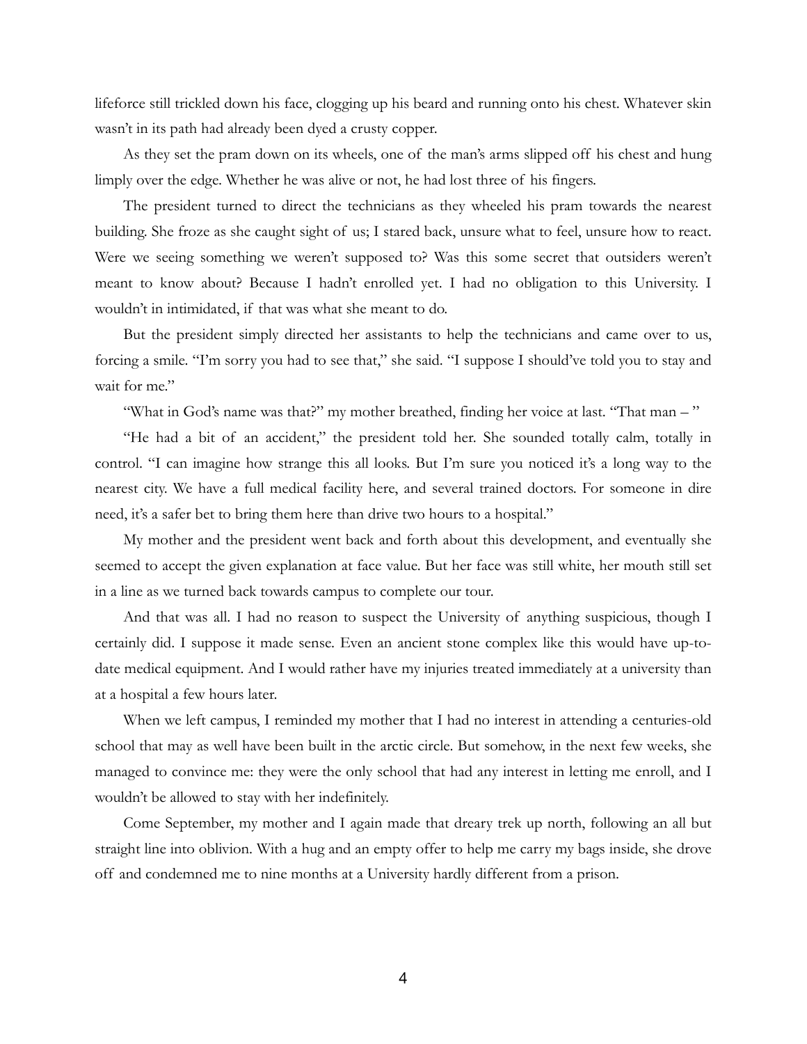lifeforce still trickled down his face, clogging up his beard and running onto his chest. Whatever skin wasn't in its path had already been dyed a crusty copper.

As they set the pram down on its wheels, one of the man's arms slipped off his chest and hung limply over the edge. Whether he was alive or not, he had lost three of his fingers.

The president turned to direct the technicians as they wheeled his pram towards the nearest building. She froze as she caught sight of us; I stared back, unsure what to feel, unsure how to react. Were we seeing something we weren't supposed to? Was this some secret that outsiders weren't meant to know about? Because I hadn't enrolled yet. I had no obligation to this University. I wouldn't in intimidated, if that was what she meant to do.

But the president simply directed her assistants to help the technicians and came over to us, forcing a smile. "I'm sorry you had to see that," she said. "I suppose I should've told you to stay and wait for me."

"What in God's name was that?" my mother breathed, finding her voice at last. "That man – "

"He had a bit of an accident," the president told her. She sounded totally calm, totally in control. "I can imagine how strange this all looks. But I'm sure you noticed it's a long way to the nearest city. We have a full medical facility here, and several trained doctors. For someone in dire need, it's a safer bet to bring them here than drive two hours to a hospital."

My mother and the president went back and forth about this development, and eventually she seemed to accept the given explanation at face value. But her face was still white, her mouth still set in a line as we turned back towards campus to complete our tour.

And that was all. I had no reason to suspect the University of anything suspicious, though I certainly did. I suppose it made sense. Even an ancient stone complex like this would have up-to-date medical equipment. And I would rather have my injuries treated immediately at a university than at a hospital a few hours later.

When we left campus, I reminded my mother that I had no interest in attending a centuries-old school that may as well have been built in the arctic circle. But somehow, in the next few weeks, she managed to convince me: they were the only school that had any interest in letting me enroll, and I wouldn't be allowed to stay with her indefinitely.

Come September, my mother and I again made that dreary trek up north, following an all but straight line into oblivion. With a hug and an empty offer to help me carry my bags inside, she drove off and condemned me to nine months at a University hardly different from a prison.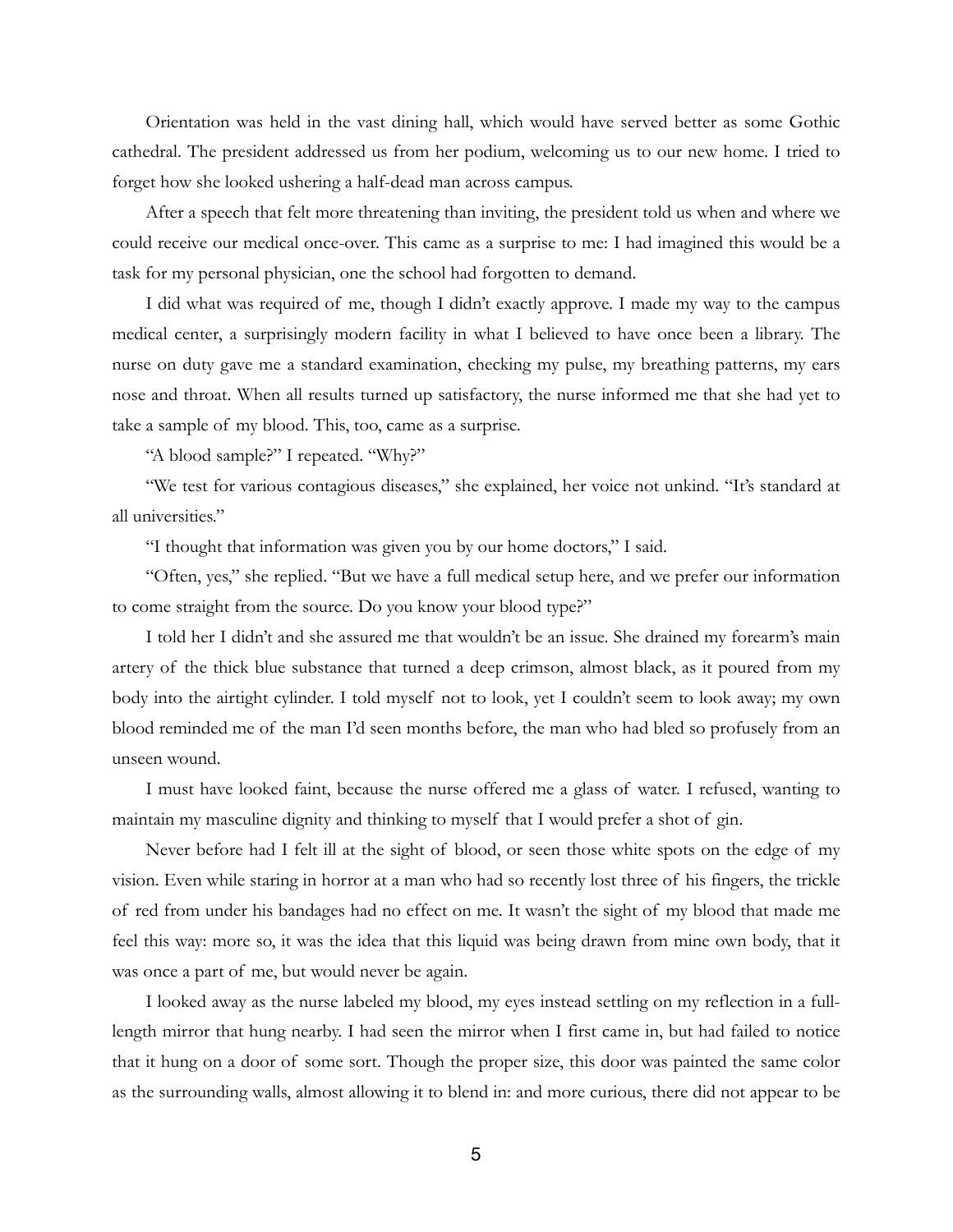Orientation was held in the vast dining hall, which would have served better as some Gothic cathedral. The president addressed us from her podium, welcoming us to our new home. I tried to forget how she looked ushering a half-dead man across campus.

After a speech that felt more threatening than inviting, the president told us when and where we could receive our medical once-over. This came as a surprise to me: I had imagined this would be a task for my personal physician, one the school had forgotten to demand.

I did what was required of me, though I didn't exactly approve. I made my way to the campus medical center, a surprisingly modern facility in what I believed to have once been a library. The nurse on duty gave me a standard examination, checking my pulse, my breathing patterns, my ears nose and throat. When all results turned up satisfactory, the nurse informed me that she had yet to take a sample of my blood. This, too, came as a surprise.

"A blood sample?" I repeated. "Why?"

"We test for various contagious diseases," she explained, her voice not unkind. "It's standard at all universities."

"I thought that information was given you by our home doctors," I said.

"Often, yes," she replied. "But we have a full medical setup here, and we prefer our information to come straight from the source. Do you know your blood type?"

I told her I didn't and she assured me that wouldn't be an issue. She drained my forearm's main artery of the thick blue substance that turned a deep crimson, almost black, as it poured from my body into the airtight cylinder. I told myself not to look, yet I couldn't seem to look away; my own blood reminded me of the man I'd seen months before, the man who had bled so profusely from an unseen wound.

I must have looked faint, because the nurse offered me a glass of water. I refused, wanting to maintain my masculine dignity and thinking to myself that I would prefer a shot of gin.

Never before had I felt ill at the sight of blood, or seen those white spots on the edge of my vision. Even while staring in horror at a man who had so recently lost three of his fingers, the trickle of red from under his bandages had no effect on me. It wasn't the sight of my blood that made me feel this way: more so, it was the idea that this liquid was being drawn from mine own body, that it was once a part of me, but would never be again.

I looked away as the nurse labeled my blood, my eyes instead settling on my reflection in a full-length mirror that hung nearby. I had seen the mirror when I first came in, but had failed to notice that it hung on a door of some sort. Though the proper size, this door was painted the same color as the surrounding walls, almost allowing it to blend in: and more curious, there did not appear to be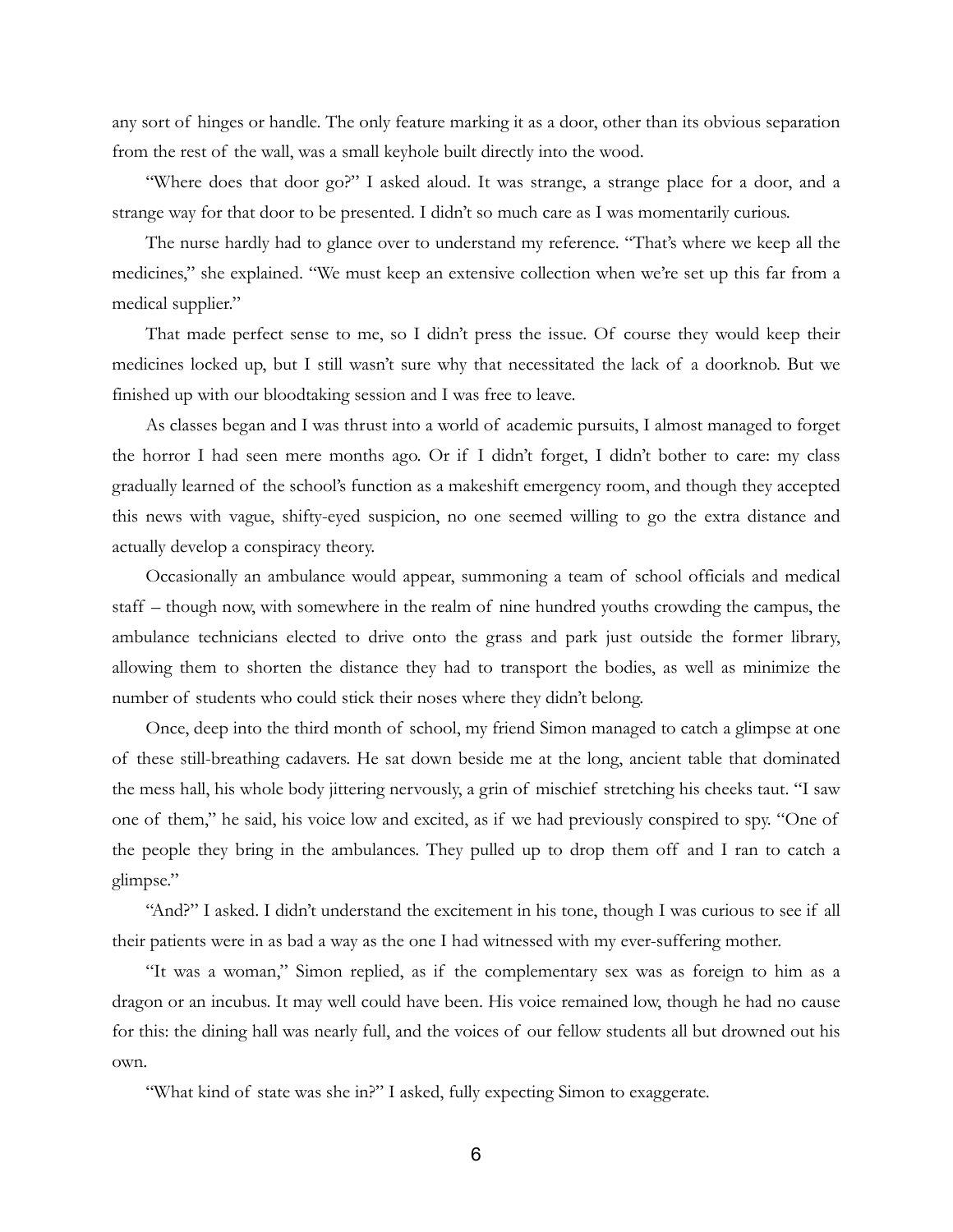any sort of hinges or handle. The only feature marking it as a door, other than its obvious separation from the rest of the wall, was a small keyhole built directly into the wood.

"Where does that door go?" I asked aloud. It was strange, a strange place for a door, and a strange way for that door to be presented. I didn't so much care as I was momentarily curious.

The nurse hardly had to glance over to understand my reference. "That's where we keep all the medicines," she explained. "We must keep an extensive collection when we're set up this far from a medical supplier."

That made perfect sense to me, so I didn't press the issue. Of course they would keep their medicines locked up, but I still wasn't sure why that necessitated the lack of a doorknob. But we finished up with our bloodtaking session and I was free to leave.

As classes began and I was thrust into a world of academic pursuits, I almost managed to forget the horror I had seen mere months ago. Or if I didn't forget, I didn't bother to care: my class gradually learned of the school's function as a makeshift emergency room, and though they accepted this news with vague, shifty-eyed suspicion, no one seemed willing to go the extra distance and actually develop a conspiracy theory.

Occasionally an ambulance would appear, summoning a team of school officials and medical staff – though now, with somewhere in the realm of nine hundred youths crowding the campus, the ambulance technicians elected to drive onto the grass and park just outside the former library, allowing them to shorten the distance they had to transport the bodies, as well as minimize the number of students who could stick their noses where they didn't belong.

Once, deep into the third month of school, my friend Simon managed to catch a glimpse at one of these still-breathing cadavers. He sat down beside me at the long, ancient table that dominated the mess hall, his whole body jittering nervously, a grin of mischief stretching his cheeks taut. "I saw one of them," he said, his voice low and excited, as if we had previously conspired to spy. "One of the people they bring in the ambulances. They pulled up to drop them off and I ran to catch a glimpse."

"And?" I asked. I didn't understand the excitement in his tone, though I was curious to see if all their patients were in as bad a way as the one I had witnessed with my ever-suffering mother.

"It was a woman," Simon replied, as if the complementary sex was as foreign to him as a dragon or an incubus. It may well could have been. His voice remained low, though he had no cause for this: the dining hall was nearly full, and the voices of our fellow students all but drowned out his own.

"What kind of state was she in?" I asked, fully expecting Simon to exaggerate.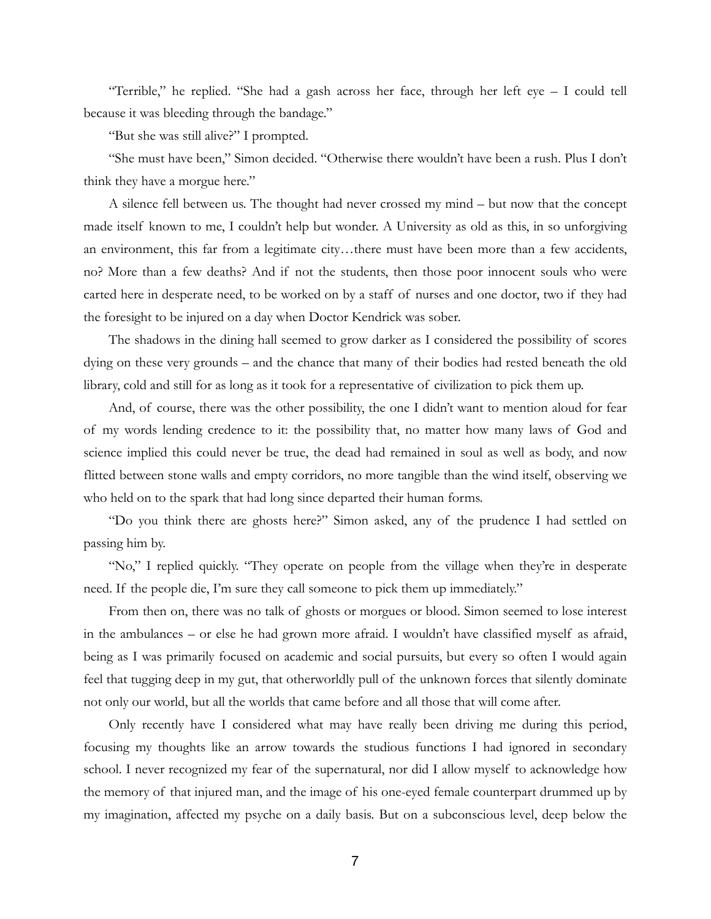"Terrible," he replied. "She had a gash across her face, through her left eye – I could tell because it was bleeding through the bandage."

"But she was still alive?" I prompted.

"She must have been," Simon decided. "Otherwise there wouldn't have been a rush. Plus I don't think they have a morgue here."

A silence fell between us. The thought had never crossed my mind – but now that the concept made itself known to me, I couldn't help but wonder. A University as old as this, in so unforgiving an environment, this far from a legitimate city…there must have been more than a few accidents, no? More than a few deaths? And if not the students, then those poor innocent souls who were carted here in desperate need, to be worked on by a staff of nurses and one doctor, two if they had the foresight to be injured on a day when Doctor Kendrick was sober.

The shadows in the dining hall seemed to grow darker as I considered the possibility of scores dying on these very grounds – and the chance that many of their bodies had rested beneath the old library, cold and still for as long as it took for a representative of civilization to pick them up.

And, of course, there was the other possibility, the one I didn't want to mention aloud for fear of my words lending credence to it: the possibility that, no matter how many laws of God and science implied this could never be true, the dead had remained in soul as well as body, and now flitted between stone walls and empty corridors, no more tangible than the wind itself, observing we who held on to the spark that had long since departed their human forms.

"Do you think there are ghosts here?" Simon asked, any of the prudence I had settled on passing him by.

"No," I replied quickly. "They operate on people from the village when they're in desperate need. If the people die, I'm sure they call someone to pick them up immediately."

From then on, there was no talk of ghosts or morgues or blood. Simon seemed to lose interest in the ambulances – or else he had grown more afraid. I wouldn't have classified myself as afraid, being as I was primarily focused on academic and social pursuits, but every so often I would again feel that tugging deep in my gut, that otherworldly pull of the unknown forces that silently dominate not only our world, but all the worlds that came before and all those that will come after.

Only recently have I considered what may have really been driving me during this period, focusing my thoughts like an arrow towards the studious functions I had ignored in secondary school. I never recognized my fear of the supernatural, nor did I allow myself to acknowledge how the memory of that injured man, and the image of his one-eyed female counterpart drummed up by my imagination, affected my psyche on a daily basis. But on a subconscious level, deep below the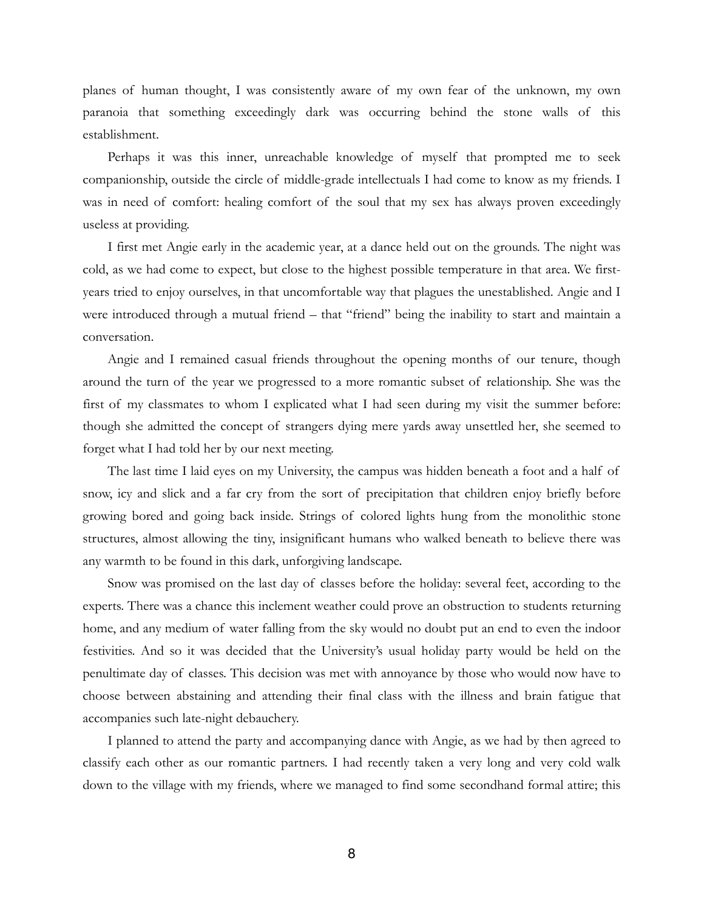planes of human thought, I was consistently aware of my own fear of the unknown, my own paranoia that something exceedingly dark was occurring behind the stone walls of this establishment.

Perhaps it was this inner, unreachable knowledge of myself that prompted me to seek companionship, outside the circle of middle-grade intellectuals I had come to know as my friends. I was in need of comfort: healing comfort of the soul that my sex has always proven exceedingly useless at providing.

I first met Angie early in the academic year, at a dance held out on the grounds. The night was cold, as we had come to expect, but close to the highest possible temperature in that area. We first-years tried to enjoy ourselves, in that uncomfortable way that plagues the unestablished. Angie and I were introduced through a mutual friend – that "friend" being the inability to start and maintain a conversation.

Angie and I remained casual friends throughout the opening months of our tenure, though around the turn of the year we progressed to a more romantic subset of relationship. She was the first of my classmates to whom I explicated what I had seen during my visit the summer before: though she admitted the concept of strangers dying mere yards away unsettled her, she seemed to forget what I had told her by our next meeting.

The last time I laid eyes on my University, the campus was hidden beneath a foot and a half of snow, icy and slick and a far cry from the sort of precipitation that children enjoy briefly before growing bored and going back inside. Strings of colored lights hung from the monolithic stone structures, almost allowing the tiny, insignificant humans who walked beneath to believe there was any warmth to be found in this dark, unforgiving landscape.

Snow was promised on the last day of classes before the holiday: several feet, according to the experts. There was a chance this inclement weather could prove an obstruction to students returning home, and any medium of water falling from the sky would no doubt put an end to even the indoor festivities. And so it was decided that the University's usual holiday party would be held on the penultimate day of classes. This decision was met with annoyance by those who would now have to choose between abstaining and attending their final class with the illness and brain fatigue that accompanies such late-night debauchery.

I planned to attend the party and accompanying dance with Angie, as we had by then agreed to classify each other as our romantic partners. I had recently taken a very long and very cold walk down to the village with my friends, where we managed to find some secondhand formal attire; this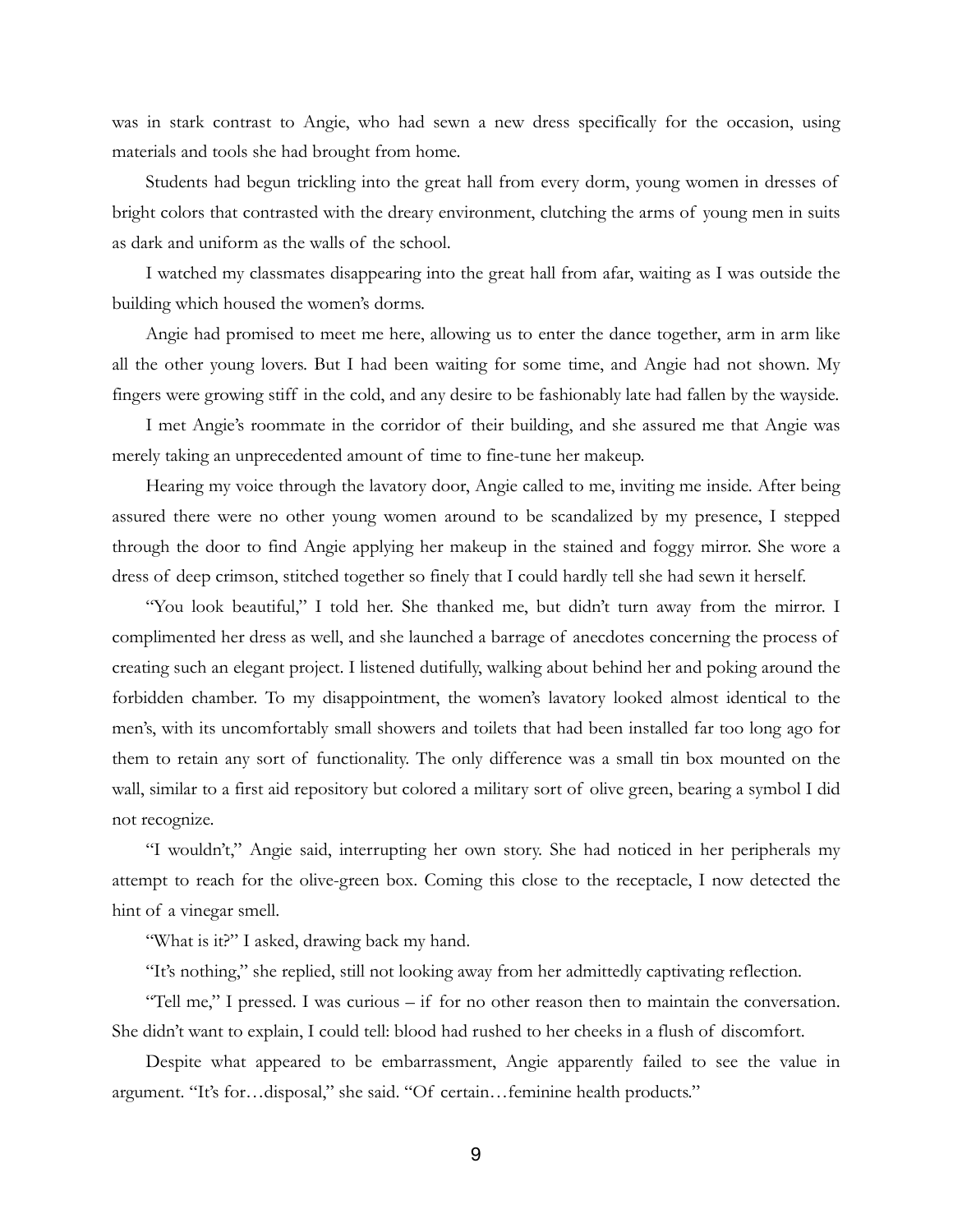was in stark contrast to Angie, who had sewn a new dress specifically for the occasion, using materials and tools she had brought from home.

Students had begun trickling into the great hall from every dorm, young women in dresses of bright colors that contrasted with the dreary environment, clutching the arms of young men in suits as dark and uniform as the walls of the school.

I watched my classmates disappearing into the great hall from afar, waiting as I was outside the building which housed the women's dorms.

Angie had promised to meet me here, allowing us to enter the dance together, arm in arm like all the other young lovers. But I had been waiting for some time, and Angie had not shown. My fingers were growing stiff in the cold, and any desire to be fashionably late had fallen by the wayside.

I met Angie's roommate in the corridor of their building, and she assured me that Angie was merely taking an unprecedented amount of time to fine-tune her makeup.

Hearing my voice through the lavatory door, Angie called to me, inviting me inside. After being assured there were no other young women around to be scandalized by my presence, I stepped through the door to find Angie applying her makeup in the stained and foggy mirror. She wore a dress of deep crimson, stitched together so finely that I could hardly tell she had sewn it herself.

"You look beautiful," I told her. She thanked me, but didn't turn away from the mirror. I complimented her dress as well, and she launched a barrage of anecdotes concerning the process of creating such an elegant project. I listened dutifully, walking about behind her and poking around the forbidden chamber. To my disappointment, the women's lavatory looked almost identical to the men's, with its uncomfortably small showers and toilets that had been installed far too long ago for them to retain any sort of functionality. The only difference was a small tin box mounted on the wall, similar to a first aid repository but colored a military sort of olive green, bearing a symbol I did not recognize.

"I wouldn't," Angie said, interrupting her own story. She had noticed in her peripherals my attempt to reach for the olive-green box. Coming this close to the receptacle, I now detected the hint of a vinegar smell.

"What is it?" I asked, drawing back my hand.

"It's nothing," she replied, still not looking away from her admittedly captivating reflection.

"Tell me," I pressed. I was curious – if for no other reason then to maintain the conversation. She didn't want to explain, I could tell: blood had rushed to her cheeks in a flush of discomfort.

Despite what appeared to be embarrassment, Angie apparently failed to see the value in argument. "It's for…disposal," she said. "Of certain…feminine health products."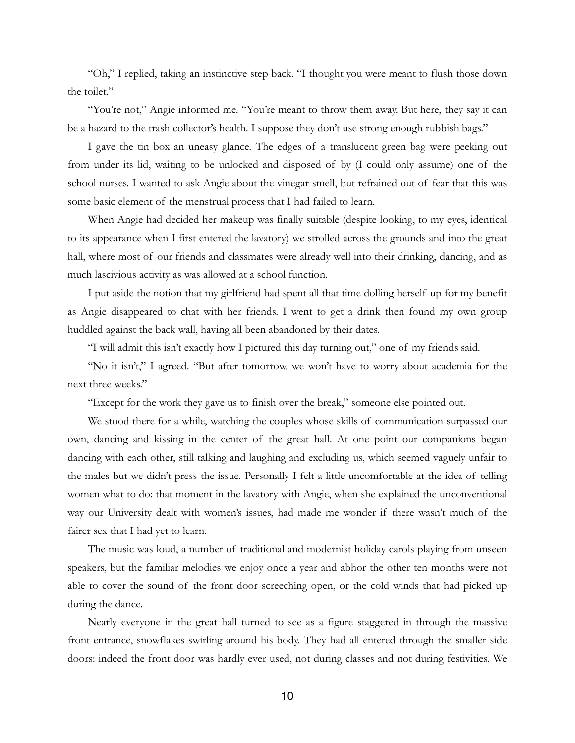"Oh," I replied, taking an instinctive step back. "I thought you were meant to flush those down the toilet."

"You're not," Angie informed me. "You're meant to throw them away. But here, they say it can be a hazard to the trash collector's health. I suppose they don't use strong enough rubbish bags."

I gave the tin box an uneasy glance. The edges of a translucent green bag were peeking out from under its lid, waiting to be unlocked and disposed of by (I could only assume) one of the school nurses. I wanted to ask Angie about the vinegar smell, but refrained out of fear that this was some basic element of the menstrual process that I had failed to learn.

When Angie had decided her makeup was finally suitable (despite looking, to my eyes, identical to its appearance when I first entered the lavatory) we strolled across the grounds and into the great hall, where most of our friends and classmates were already well into their drinking, dancing, and as much lascivious activity as was allowed at a school function.

I put aside the notion that my girlfriend had spent all that time dolling herself up for my benefit as Angie disappeared to chat with her friends. I went to get a drink then found my own group huddled against the back wall, having all been abandoned by their dates.

"I will admit this isn't exactly how I pictured this day turning out," one of my friends said.

"No it isn't," I agreed. "But after tomorrow, we won't have to worry about academia for the next three weeks."

"Except for the work they gave us to finish over the break," someone else pointed out.

We stood there for a while, watching the couples whose skills of communication surpassed our own, dancing and kissing in the center of the great hall. At one point our companions began dancing with each other, still talking and laughing and excluding us, which seemed vaguely unfair to the males but we didn't press the issue. Personally I felt a little uncomfortable at the idea of telling women what to do: that moment in the lavatory with Angie, when she explained the unconventional way our University dealt with women's issues, had made me wonder if there wasn't much of the fairer sex that I had yet to learn.

The music was loud, a number of traditional and modernist holiday carols playing from unseen speakers, but the familiar melodies we enjoy once a year and abhor the other ten months were not able to cover the sound of the front door screeching open, or the cold winds that had picked up during the dance.

Nearly everyone in the great hall turned to see as a figure staggered in through the massive front entrance, snowflakes swirling around his body. They had all entered through the smaller side doors: indeed the front door was hardly ever used, not during classes and not during festivities. We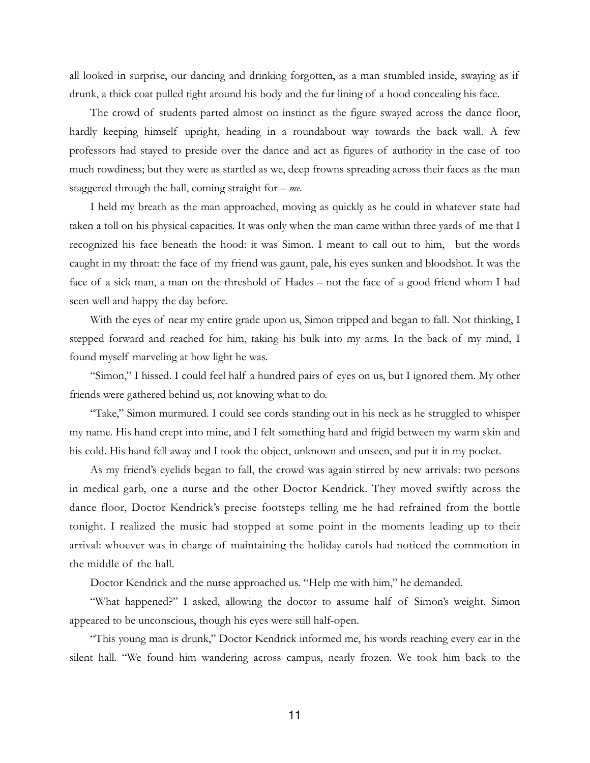all looked in surprise, our dancing and drinking forgotten, as a man stumbled inside, swaying as if drunk, a thick coat pulled tight around his body and the fur lining of a hood concealing his face.

The crowd of students parted almost on instinct as the figure swayed across the dance floor, hardly keeping himself upright, heading in a roundabout way towards the back wall. A few professors had stayed to preside over the dance and act as figures of authority in the case of too much rowdiness; but they were as startled as we, deep frowns spreading across their faces as the man staggered through the hall, coming straight for – *me*.

I held my breath as the man approached, moving as quickly as he could in whatever state had taken a toll on his physical capacities. It was only when the man came within three yards of me that I recognized his face beneath the hood: it was Simon. I meant to call out to him, but the words caught in my throat: the face of my friend was gaunt, pale, his eyes sunken and bloodshot. It was the face of a sick man, a man on the threshold of Hades – not the face of a good friend whom I had seen well and happy the day before.

With the eyes of near my entire grade upon us, Simon tripped and began to fall. Not thinking, I stepped forward and reached for him, taking his bulk into my arms. In the back of my mind, I found myself marveling at how light he was.

"Simon," I hissed. I could feel half a hundred pairs of eyes on us, but I ignored them. My other friends were gathered behind us, not knowing what to do.

"Take," Simon murmured. I could see cords standing out in his neck as he struggled to whisper my name. His hand crept into mine, and I felt something hard and frigid between my warm skin and his cold. His hand fell away and I took the object, unknown and unseen, and put it in my pocket.

As my friend's eyelids began to fall, the crowd was again stirred by new arrivals: two persons in medical garb, one a nurse and the other Doctor Kendrick. They moved swiftly across the dance floor, Doctor Kendrick's precise footsteps telling me he had refrained from the bottle tonight. I realized the music had stopped at some point in the moments leading up to their arrival: whoever was in charge of maintaining the holiday carols had noticed the commotion in the middle of the hall.

Doctor Kendrick and the nurse approached us. "Help me with him," he demanded.

"What happened?" I asked, allowing the doctor to assume half of Simon's weight. Simon appeared to be unconscious, though his eyes were still half-open.

"This young man is drunk," Doctor Kendrick informed me, his words reaching every ear in the silent hall. "We found him wandering across campus, nearly frozen. We took him back to the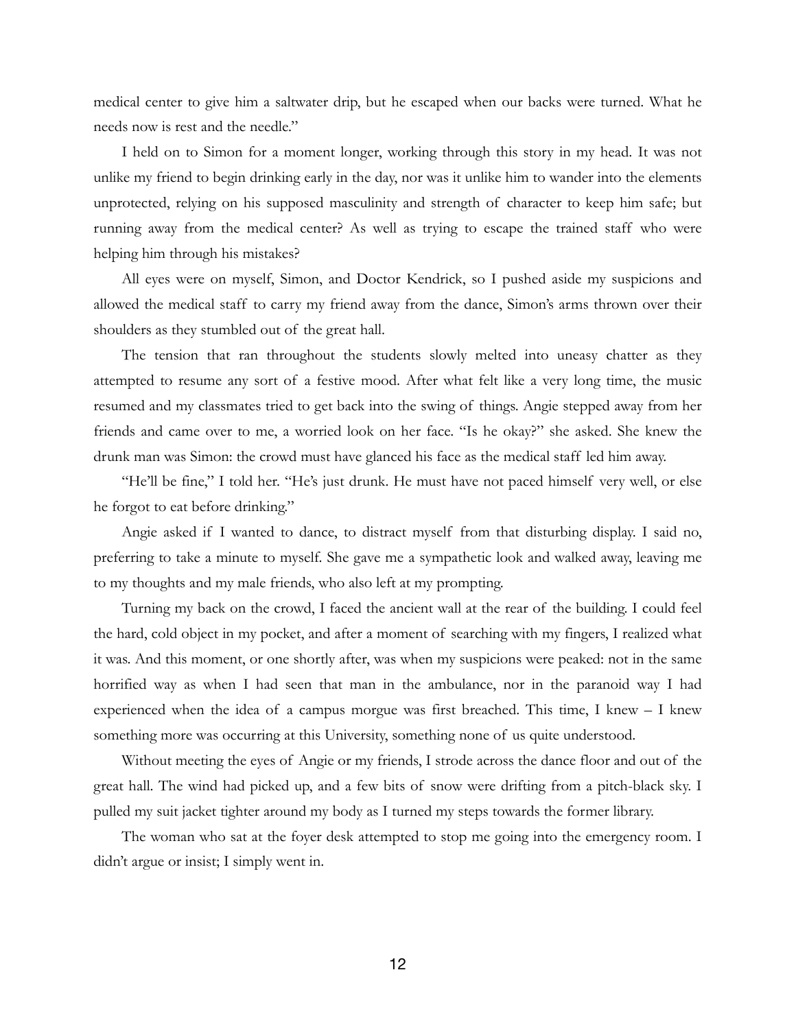medical center to give him a saltwater drip, but he escaped when our backs were turned. What he needs now is rest and the needle."

I held on to Simon for a moment longer, working through this story in my head. It was not unlike my friend to begin drinking early in the day, nor was it unlike him to wander into the elements unprotected, relying on his supposed masculinity and strength of character to keep him safe; but running away from the medical center? As well as trying to escape the trained staff who were helping him through his mistakes?

All eyes were on myself, Simon, and Doctor Kendrick, so I pushed aside my suspicions and allowed the medical staff to carry my friend away from the dance, Simon's arms thrown over their shoulders as they stumbled out of the great hall.

The tension that ran throughout the students slowly melted into uneasy chatter as they attempted to resume any sort of a festive mood. After what felt like a very long time, the music resumed and my classmates tried to get back into the swing of things. Angie stepped away from her friends and came over to me, a worried look on her face. "Is he okay?" she asked. She knew the drunk man was Simon: the crowd must have glanced his face as the medical staff led him away.

"He'll be fine," I told her. "He's just drunk. He must have not paced himself very well, or else he forgot to eat before drinking."

Angie asked if I wanted to dance, to distract myself from that disturbing display. I said no, preferring to take a minute to myself. She gave me a sympathetic look and walked away, leaving me to my thoughts and my male friends, who also left at my prompting.

Turning my back on the crowd, I faced the ancient wall at the rear of the building. I could feel the hard, cold object in my pocket, and after a moment of searching with my fingers, I realized what it was. And this moment, or one shortly after, was when my suspicions were peaked: not in the same horrified way as when I had seen that man in the ambulance, nor in the paranoid way I had experienced when the idea of a campus morgue was first breached. This time, I knew – I knew something more was occurring at this University, something none of us quite understood.

Without meeting the eyes of Angie or my friends, I strode across the dance floor and out of the great hall. The wind had picked up, and a few bits of snow were drifting from a pitch-black sky. I pulled my suit jacket tighter around my body as I turned my steps towards the former library.

The woman who sat at the foyer desk attempted to stop me going into the emergency room. I didn't argue or insist; I simply went in.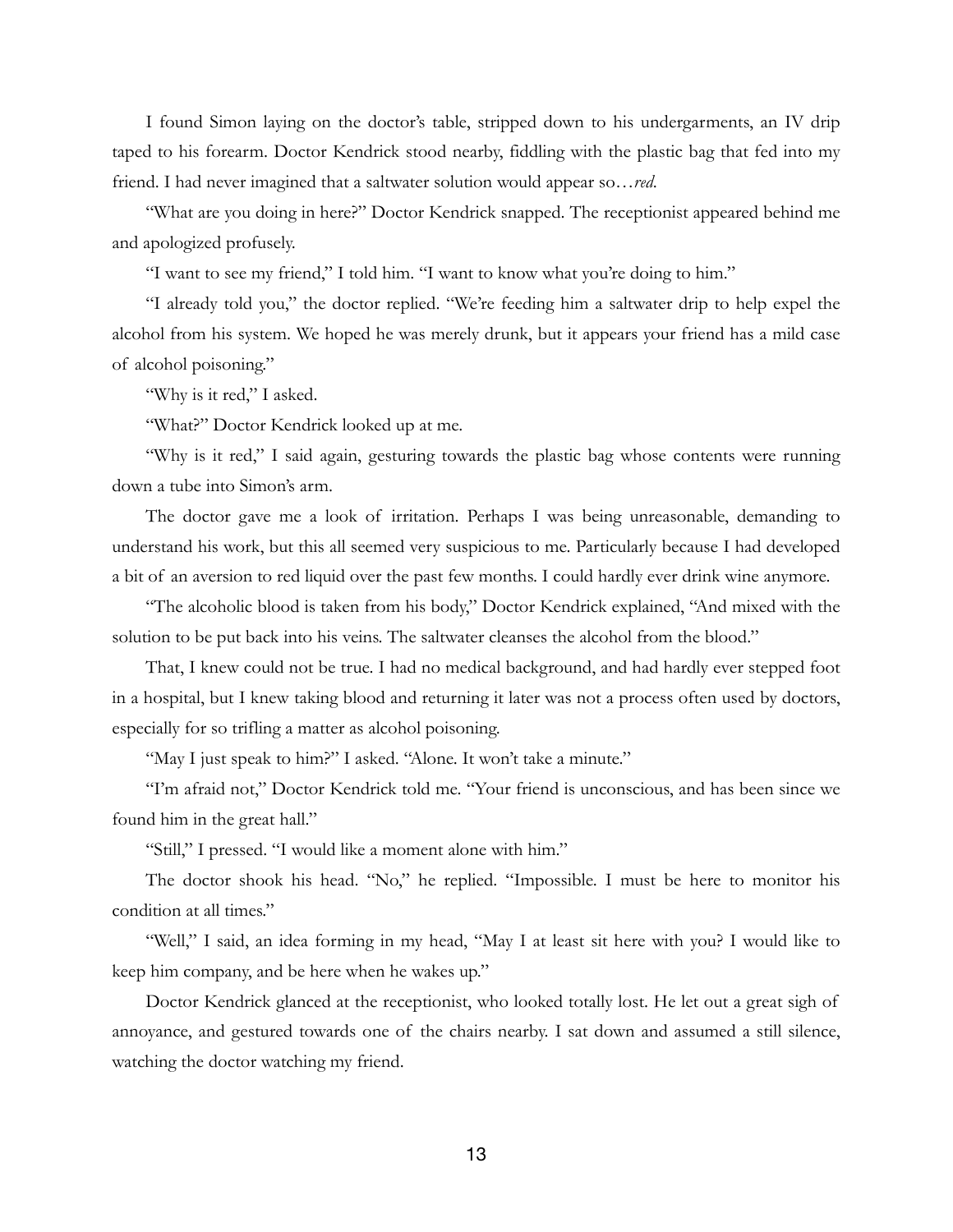I found Simon laying on the doctor's table, stripped down to his undergarments, an IV drip taped to his forearm. Doctor Kendrick stood nearby, fiddling with the plastic bag that fed into my friend. I had never imagined that a saltwater solution would appear so…*red*.

"What are you doing in here?" Doctor Kendrick snapped. The receptionist appeared behind me and apologized profusely.

"I want to see my friend," I told him. "I want to know what you're doing to him."

"I already told you," the doctor replied. "We're feeding him a saltwater drip to help expel the alcohol from his system. We hoped he was merely drunk, but it appears your friend has a mild case of alcohol poisoning."

"Why is it red," I asked.

"What?" Doctor Kendrick looked up at me.

"Why is it red," I said again, gesturing towards the plastic bag whose contents were running down a tube into Simon's arm.

The doctor gave me a look of irritation. Perhaps I was being unreasonable, demanding to understand his work, but this all seemed very suspicious to me. Particularly because I had developed a bit of an aversion to red liquid over the past few months. I could hardly ever drink wine anymore.

"The alcoholic blood is taken from his body," Doctor Kendrick explained, "And mixed with the solution to be put back into his veins. The saltwater cleanses the alcohol from the blood."

That, I knew could not be true. I had no medical background, and had hardly ever stepped foot in a hospital, but I knew taking blood and returning it later was not a process often used by doctors, especially for so trifling a matter as alcohol poisoning.

"May I just speak to him?" I asked. "Alone. It won't take a minute."

"I'm afraid not," Doctor Kendrick told me. "Your friend is unconscious, and has been since we found him in the great hall."

"Still," I pressed. "I would like a moment alone with him."

The doctor shook his head. "No," he replied. "Impossible. I must be here to monitor his condition at all times."

"Well," I said, an idea forming in my head, "May I at least sit here with you? I would like to keep him company, and be here when he wakes up."

Doctor Kendrick glanced at the receptionist, who looked totally lost. He let out a great sigh of annoyance, and gestured towards one of the chairs nearby. I sat down and assumed a still silence, watching the doctor watching my friend.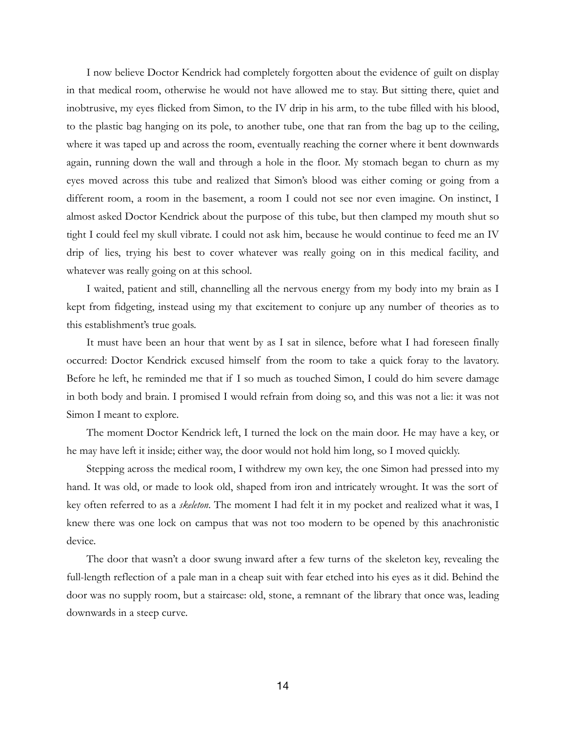I now believe Doctor Kendrick had completely forgotten about the evidence of guilt on display in that medical room, otherwise he would not have allowed me to stay. But sitting there, quiet and inobtrusive, my eyes flicked from Simon, to the IV drip in his arm, to the tube filled with his blood, to the plastic bag hanging on its pole, to another tube, one that ran from the bag up to the ceiling, where it was taped up and across the room, eventually reaching the corner where it bent downwards again, running down the wall and through a hole in the floor. My stomach began to churn as my eyes moved across this tube and realized that Simon's blood was either coming or going from a different room, a room in the basement, a room I could not see nor even imagine. On instinct, I almost asked Doctor Kendrick about the purpose of this tube, but then clamped my mouth shut so tight I could feel my skull vibrate. I could not ask him, because he would continue to feed me an IV drip of lies, trying his best to cover whatever was really going on in this medical facility, and whatever was really going on at this school.

I waited, patient and still, channelling all the nervous energy from my body into my brain as I kept from fidgeting, instead using my that excitement to conjure up any number of theories as to this establishment's true goals.

It must have been an hour that went by as I sat in silence, before what I had foreseen finally occurred: Doctor Kendrick excused himself from the room to take a quick foray to the lavatory. Before he left, he reminded me that if I so much as touched Simon, I could do him severe damage in both body and brain. I promised I would refrain from doing so, and this was not a lie: it was not Simon I meant to explore.

The moment Doctor Kendrick left, I turned the lock on the main door. He may have a key, or he may have left it inside; either way, the door would not hold him long, so I moved quickly.

Stepping across the medical room, I withdrew my own key, the one Simon had pressed into my hand. It was old, or made to look old, shaped from iron and intricately wrought. It was the sort of key often referred to as a *skeleton*. The moment I had felt it in my pocket and realized what it was, I knew there was one lock on campus that was not too modern to be opened by this anachronistic device.

The door that wasn't a door swung inward after a few turns of the skeleton key, revealing the full-length reflection of a pale man in a cheap suit with fear etched into his eyes as it did. Behind the door was no supply room, but a staircase: old, stone, a remnant of the library that once was, leading downwards in a steep curve.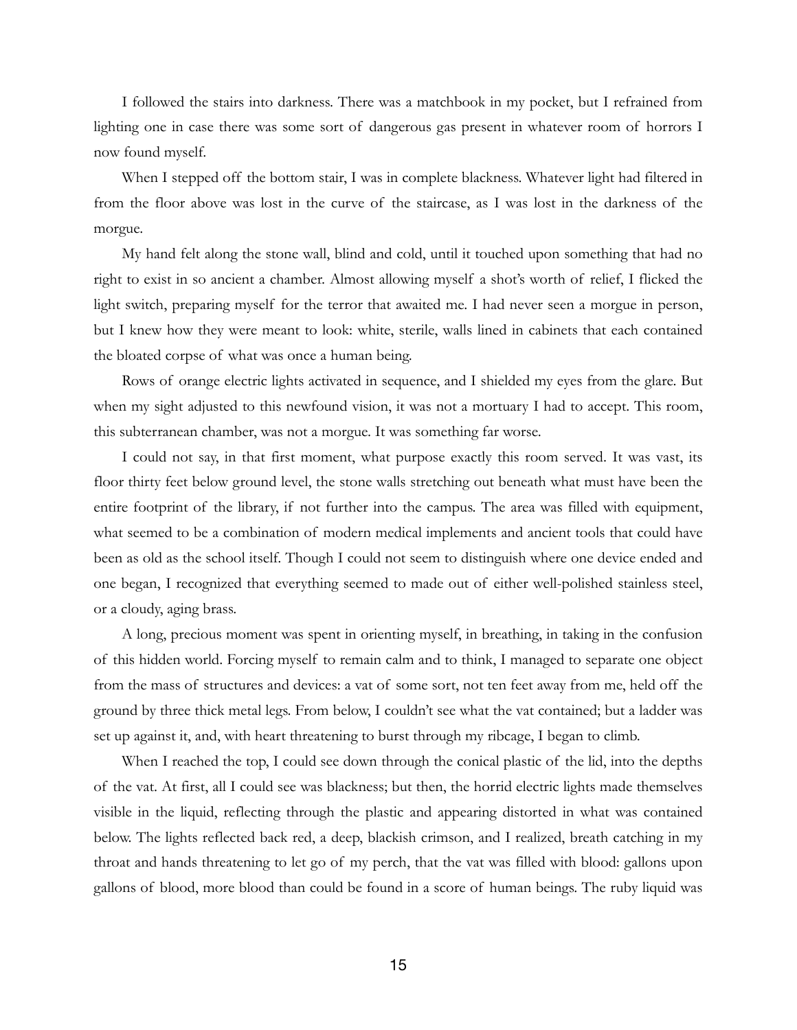I followed the stairs into darkness. There was a matchbook in my pocket, but I refrained from lighting one in case there was some sort of dangerous gas present in whatever room of horrors I now found myself.

When I stepped off the bottom stair, I was in complete blackness. Whatever light had filtered in from the floor above was lost in the curve of the staircase, as I was lost in the darkness of the morgue.

My hand felt along the stone wall, blind and cold, until it touched upon something that had no right to exist in so ancient a chamber. Almost allowing myself a shot's worth of relief, I flicked the light switch, preparing myself for the terror that awaited me. I had never seen a morgue in person, but I knew how they were meant to look: white, sterile, walls lined in cabinets that each contained the bloated corpse of what was once a human being.

Rows of orange electric lights activated in sequence, and I shielded my eyes from the glare. But when my sight adjusted to this newfound vision, it was not a mortuary I had to accept. This room, this subterranean chamber, was not a morgue. It was something far worse.

I could not say, in that first moment, what purpose exactly this room served. It was vast, its floor thirty feet below ground level, the stone walls stretching out beneath what must have been the entire footprint of the library, if not further into the campus. The area was filled with equipment, what seemed to be a combination of modern medical implements and ancient tools that could have been as old as the school itself. Though I could not seem to distinguish where one device ended and one began, I recognized that everything seemed to made out of either well-polished stainless steel, or a cloudy, aging brass.

A long, precious moment was spent in orienting myself, in breathing, in taking in the confusion of this hidden world. Forcing myself to remain calm and to think, I managed to separate one object from the mass of structures and devices: a vat of some sort, not ten feet away from me, held off the ground by three thick metal legs. From below, I couldn't see what the vat contained; but a ladder was set up against it, and, with heart threatening to burst through my ribcage, I began to climb.

When I reached the top, I could see down through the conical plastic of the lid, into the depths of the vat. At first, all I could see was blackness; but then, the horrid electric lights made themselves visible in the liquid, reflecting through the plastic and appearing distorted in what was contained below. The lights reflected back red, a deep, blackish crimson, and I realized, breath catching in my throat and hands threatening to let go of my perch, that the vat was filled with blood: gallons upon gallons of blood, more blood than could be found in a score of human beings. The ruby liquid was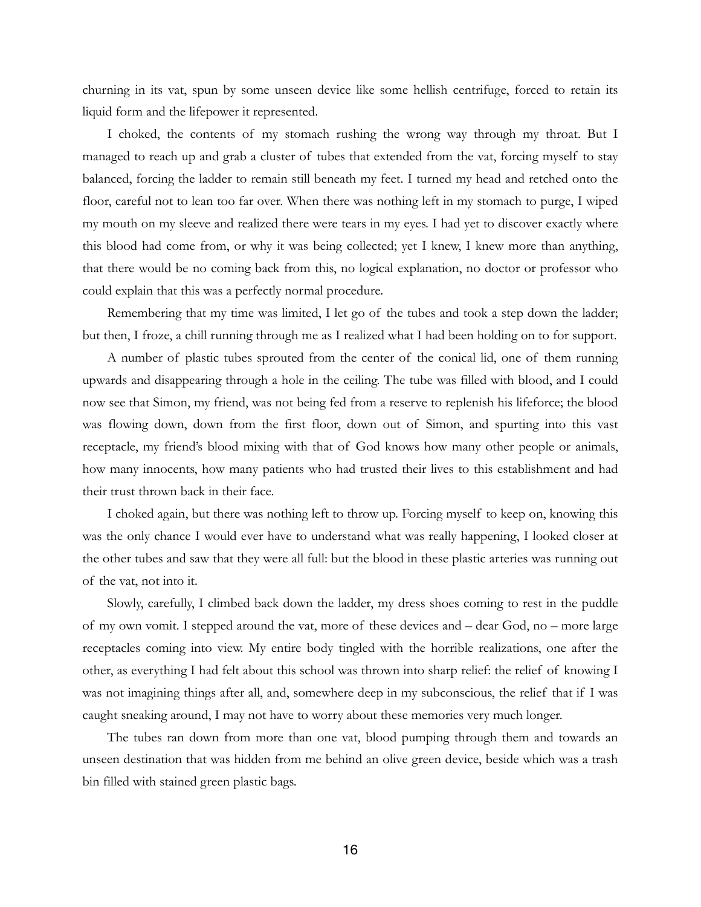churning in its vat, spun by some unseen device like some hellish centrifuge, forced to retain its liquid form and the lifepower it represented.

I choked, the contents of my stomach rushing the wrong way through my throat. But I managed to reach up and grab a cluster of tubes that extended from the vat, forcing myself to stay balanced, forcing the ladder to remain still beneath my feet. I turned my head and retched onto the floor, careful not to lean too far over. When there was nothing left in my stomach to purge, I wiped my mouth on my sleeve and realized there were tears in my eyes. I had yet to discover exactly where this blood had come from, or why it was being collected; yet I knew, I knew more than anything, that there would be no coming back from this, no logical explanation, no doctor or professor who could explain that this was a perfectly normal procedure.

Remembering that my time was limited, I let go of the tubes and took a step down the ladder; but then, I froze, a chill running through me as I realized what I had been holding on to for support.

A number of plastic tubes sprouted from the center of the conical lid, one of them running upwards and disappearing through a hole in the ceiling. The tube was filled with blood, and I could now see that Simon, my friend, was not being fed from a reserve to replenish his lifeforce; the blood was flowing down, down from the first floor, down out of Simon, and spurting into this vast receptacle, my friend's blood mixing with that of God knows how many other people or animals, how many innocents, how many patients who had trusted their lives to this establishment and had their trust thrown back in their face.

I choked again, but there was nothing left to throw up. Forcing myself to keep on, knowing this was the only chance I would ever have to understand what was really happening, I looked closer at the other tubes and saw that they were all full: but the blood in these plastic arteries was running out of the vat, not into it.

Slowly, carefully, I climbed back down the ladder, my dress shoes coming to rest in the puddle of my own vomit. I stepped around the vat, more of these devices and – dear God, no – more large receptacles coming into view. My entire body tingled with the horrible realizations, one after the other, as everything I had felt about this school was thrown into sharp relief: the relief of knowing I was not imagining things after all, and, somewhere deep in my subconscious, the relief that if I was caught sneaking around, I may not have to worry about these memories very much longer.

The tubes ran down from more than one vat, blood pumping through them and towards an unseen destination that was hidden from me behind an olive green device, beside which was a trash bin filled with stained green plastic bags.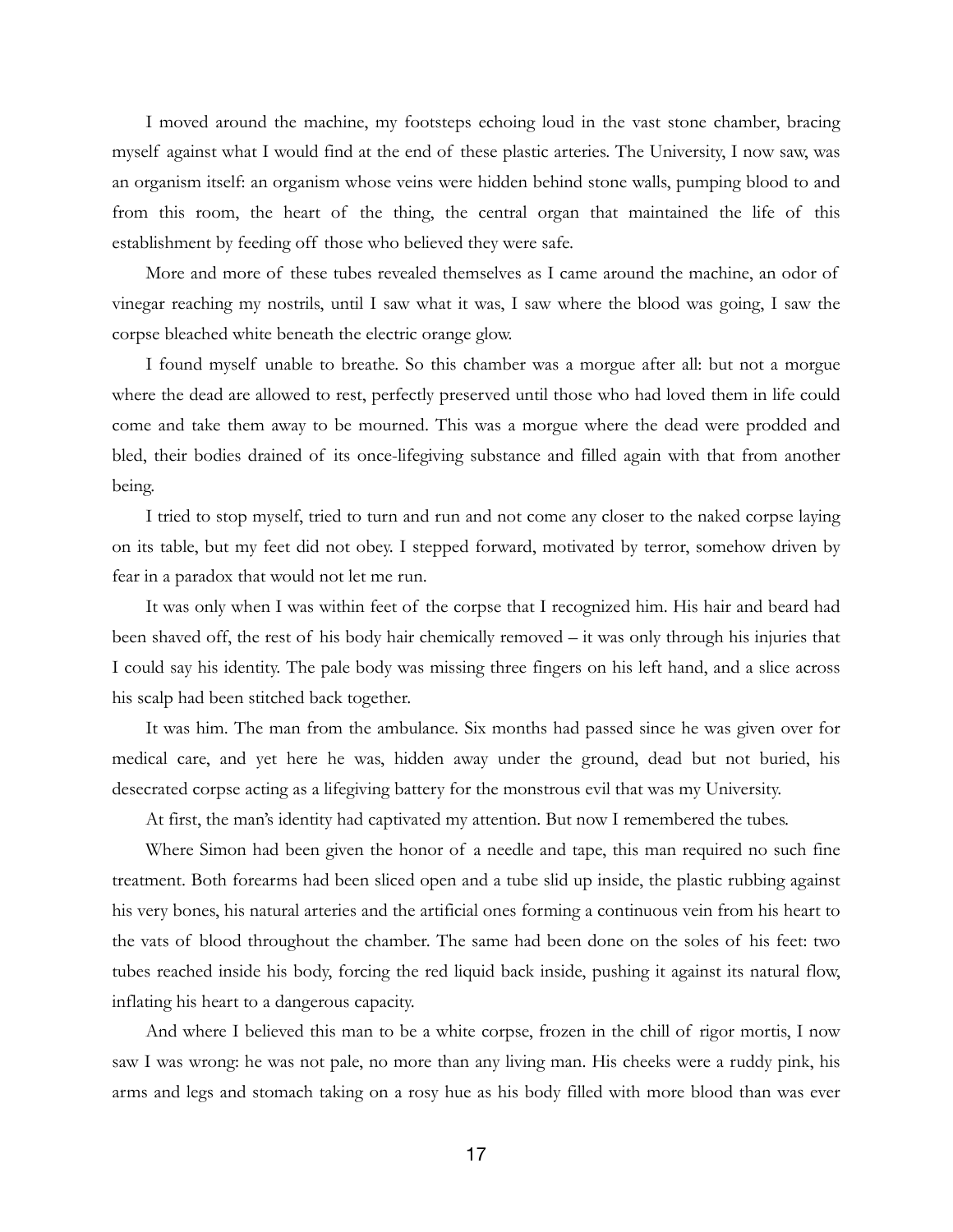I moved around the machine, my footsteps echoing loud in the vast stone chamber, bracing myself against what I would find at the end of these plastic arteries. The University, I now saw, was an organism itself: an organism whose veins were hidden behind stone walls, pumping blood to and from this room, the heart of the thing, the central organ that maintained the life of this establishment by feeding off those who believed they were safe.

More and more of these tubes revealed themselves as I came around the machine, an odor of vinegar reaching my nostrils, until I saw what it was, I saw where the blood was going, I saw the corpse bleached white beneath the electric orange glow.

I found myself unable to breathe. So this chamber was a morgue after all: but not a morgue where the dead are allowed to rest, perfectly preserved until those who had loved them in life could come and take them away to be mourned. This was a morgue where the dead were prodded and bled, their bodies drained of its once-lifegiving substance and filled again with that from another being.

I tried to stop myself, tried to turn and run and not come any closer to the naked corpse laying on its table, but my feet did not obey. I stepped forward, motivated by terror, somehow driven by fear in a paradox that would not let me run.

It was only when I was within feet of the corpse that I recognized him. His hair and beard had been shaved off, the rest of his body hair chemically removed – it was only through his injuries that I could say his identity. The pale body was missing three fingers on his left hand, and a slice across his scalp had been stitched back together.

It was him. The man from the ambulance. Six months had passed since he was given over for medical care, and yet here he was, hidden away under the ground, dead but not buried, his desecrated corpse acting as a lifegiving battery for the monstrous evil that was my University.

At first, the man's identity had captivated my attention. But now I remembered the tubes.

Where Simon had been given the honor of a needle and tape, this man required no such fine treatment. Both forearms had been sliced open and a tube slid up inside, the plastic rubbing against his very bones, his natural arteries and the artificial ones forming a continuous vein from his heart to the vats of blood throughout the chamber. The same had been done on the soles of his feet: two tubes reached inside his body, forcing the red liquid back inside, pushing it against its natural flow, inflating his heart to a dangerous capacity.

And where I believed this man to be a white corpse, frozen in the chill of rigor mortis, I now saw I was wrong: he was not pale, no more than any living man. His cheeks were a ruddy pink, his arms and legs and stomach taking on a rosy hue as his body filled with more blood than was ever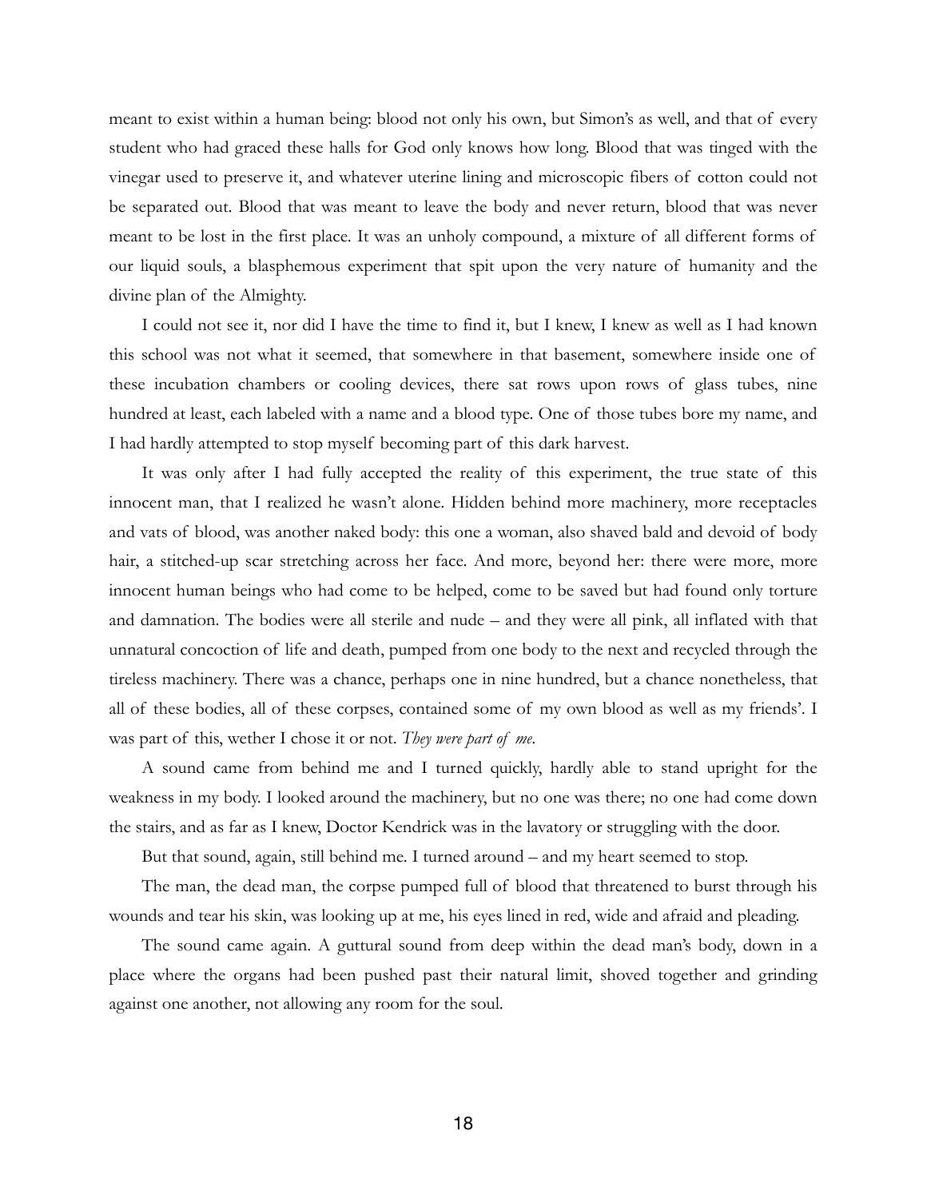meant to exist within a human being: blood not only his own, but Simon's as well, and that of every student who had graced these halls for God only knows how long. Blood that was tinged with the vinegar used to preserve it, and whatever uterine lining and microscopic fibers of cotton could not be separated out. Blood that was meant to leave the body and never return, blood that was never meant to be lost in the first place. It was an unholy compound, a mixture of all different forms of our liquid souls, a blasphemous experiment that spit upon the very nature of humanity and the divine plan of the Almighty.

I could not see it, nor did I have the time to find it, but I knew, I knew as well as I had known this school was not what it seemed, that somewhere in that basement, somewhere inside one of these incubation chambers or cooling devices, there sat rows upon rows of glass tubes, nine hundred at least, each labeled with a name and a blood type. One of those tubes bore my name, and I had hardly attempted to stop myself becoming part of this dark harvest.

It was only after I had fully accepted the reality of this experiment, the true state of this innocent man, that I realized he wasn't alone. Hidden behind more machinery, more receptacles and vats of blood, was another naked body: this one a woman, also shaved bald and devoid of body hair, a stitched-up scar stretching across her face. And more, beyond her: there were more, more innocent human beings who had come to be helped, come to be saved but had found only torture and damnation. The bodies were all sterile and nude – and they were all pink, all inflated with that unnatural concoction of life and death, pumped from one body to the next and recycled through the tireless machinery. There was a chance, perhaps one in nine hundred, but a chance nonetheless, that all of these bodies, all of these corpses, contained some of my own blood as well as my friends'. I was part of this, wether I chose it or not. *They were part of me.*

A sound came from behind me and I turned quickly, hardly able to stand upright for the weakness in my body. I looked around the machinery, but no one was there; no one had come down the stairs, and as far as I knew, Doctor Kendrick was in the lavatory or struggling with the door.

But that sound, again, still behind me. I turned around – and my heart seemed to stop.

The man, the dead man, the corpse pumped full of blood that threatened to burst through his wounds and tear his skin, was looking up at me, his eyes lined in red, wide and afraid and pleading.

The sound came again. A guttural sound from deep within the dead man's body, down in a place where the organs had been pushed past their natural limit, shoved together and grinding against one another, not allowing any room for the soul.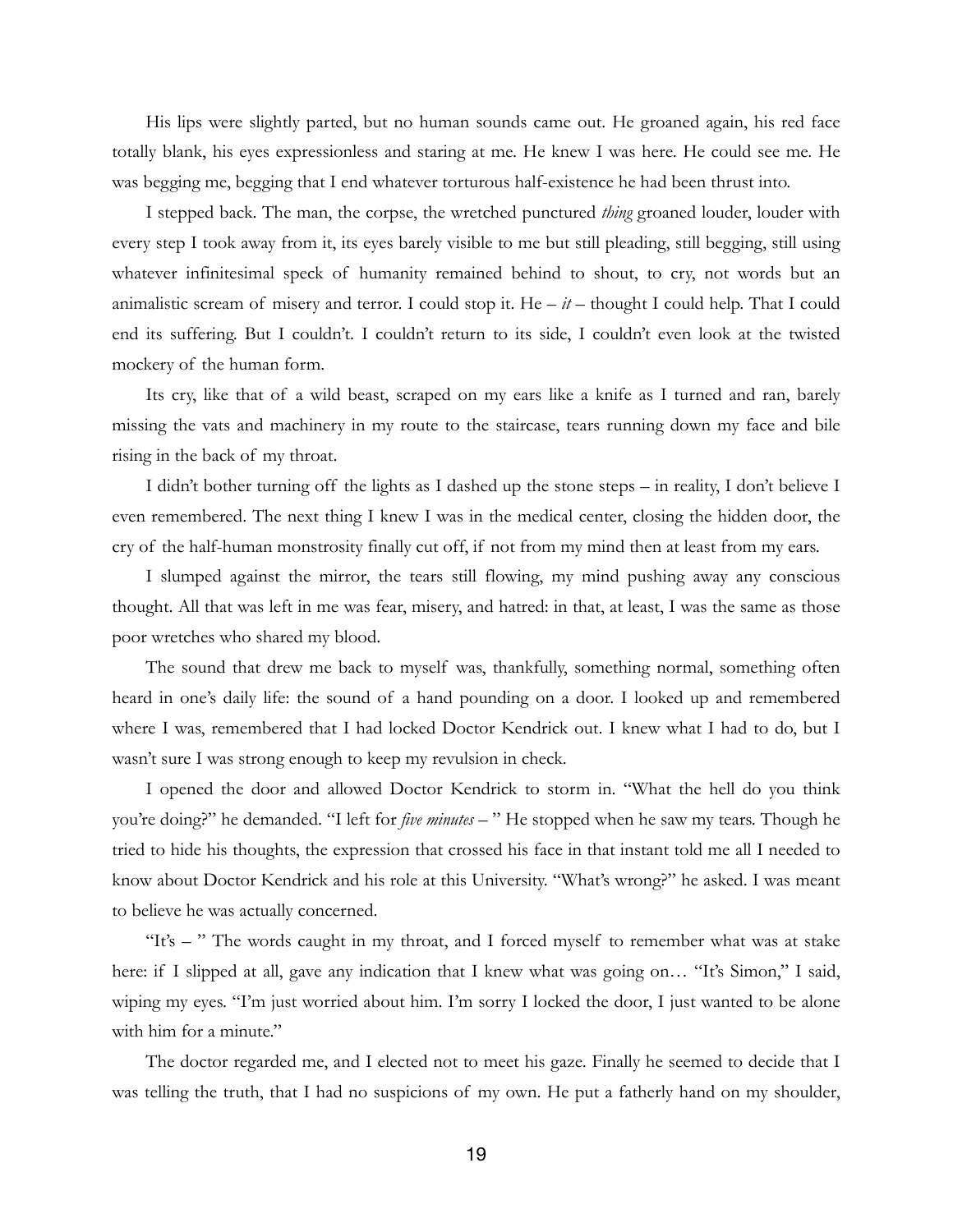His lips were slightly parted, but no human sounds came out. He groaned again, his red face totally blank, his eyes expressionless and staring at me. He knew I was here. He could see me. He was begging me, begging that I end whatever torturous half-existence he had been thrust into.

I stepped back. The man, the corpse, the wretched punctured *thing* groaned louder, louder with every step I took away from it, its eyes barely visible to me but still pleading, still begging, still using whatever infinitesimal speck of humanity remained behind to shout, to cry, not words but an animalistic scream of misery and terror. I could stop it. He – *it* – thought I could help. That I could end its suffering. But I couldn't. I couldn't return to its side, I couldn't even look at the twisted mockery of the human form.

Its cry, like that of a wild beast, scraped on my ears like a knife as I turned and ran, barely missing the vats and machinery in my route to the staircase, tears running down my face and bile rising in the back of my throat.

I didn't bother turning off the lights as I dashed up the stone steps – in reality, I don't believe I even remembered. The next thing I knew I was in the medical center, closing the hidden door, the cry of the half-human monstrosity finally cut off, if not from my mind then at least from my ears.

I slumped against the mirror, the tears still flowing, my mind pushing away any conscious thought. All that was left in me was fear, misery, and hatred: in that, at least, I was the same as those poor wretches who shared my blood.

The sound that drew me back to myself was, thankfully, something normal, something often heard in one's daily life: the sound of a hand pounding on a door. I looked up and remembered where I was, remembered that I had locked Doctor Kendrick out. I knew what I had to do, but I wasn't sure I was strong enough to keep my revulsion in check.

I opened the door and allowed Doctor Kendrick to storm in. "What the hell do you think you're doing?" he demanded. "I left for *five minutes* – " He stopped when he saw my tears. Though he tried to hide his thoughts, the expression that crossed his face in that instant told me all I needed to know about Doctor Kendrick and his role at this University. "What's wrong?" he asked. I was meant to believe he was actually concerned.

"It's – " The words caught in my throat, and I forced myself to remember what was at stake here: if I slipped at all, gave any indication that I knew what was going on… "It's Simon," I said, wiping my eyes. "I'm just worried about him. I'm sorry I locked the door, I just wanted to be alone with him for a minute."

The doctor regarded me, and I elected not to meet his gaze. Finally he seemed to decide that I was telling the truth, that I had no suspicions of my own. He put a fatherly hand on my shoulder,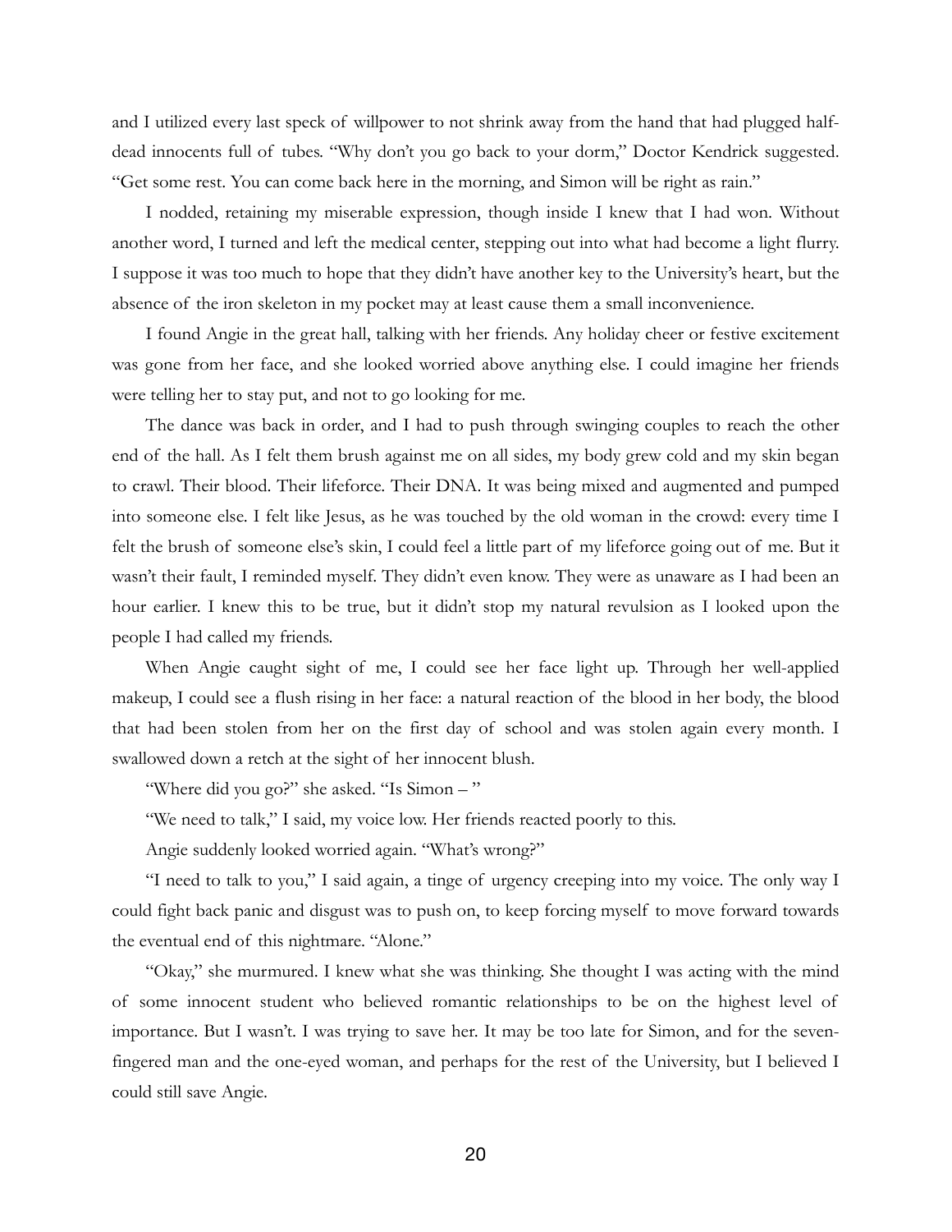and I utilized every last speck of willpower to not shrink away from the hand that had plugged half-dead innocents full of tubes. "Why don't you go back to your dorm," Doctor Kendrick suggested. "Get some rest. You can come back here in the morning, and Simon will be right as rain."

I nodded, retaining my miserable expression, though inside I knew that I had won. Without another word, I turned and left the medical center, stepping out into what had become a light flurry. I suppose it was too much to hope that they didn't have another key to the University's heart, but the absence of the iron skeleton in my pocket may at least cause them a small inconvenience.

I found Angie in the great hall, talking with her friends. Any holiday cheer or festive excitement was gone from her face, and she looked worried above anything else. I could imagine her friends were telling her to stay put, and not to go looking for me.

The dance was back in order, and I had to push through swinging couples to reach the other end of the hall. As I felt them brush against me on all sides, my body grew cold and my skin began to crawl. Their blood. Their lifeforce. Their DNA. It was being mixed and augmented and pumped into someone else. I felt like Jesus, as he was touched by the old woman in the crowd: every time I felt the brush of someone else's skin, I could feel a little part of my lifeforce going out of me. But it wasn't their fault, I reminded myself. They didn't even know. They were as unaware as I had been an hour earlier. I knew this to be true, but it didn't stop my natural revulsion as I looked upon the people I had called my friends.

When Angie caught sight of me, I could see her face light up. Through her well-applied makeup, I could see a flush rising in her face: a natural reaction of the blood in her body, the blood that had been stolen from her on the first day of school and was stolen again every month. I swallowed down a retch at the sight of her innocent blush.

"Where did you go?" she asked. "Is Simon – "

"We need to talk," I said, my voice low. Her friends reacted poorly to this.

Angie suddenly looked worried again. "What's wrong?"

"I need to talk to you," I said again, a tinge of urgency creeping into my voice. The only way I could fight back panic and disgust was to push on, to keep forcing myself to move forward towards the eventual end of this nightmare. "Alone."

"Okay," she murmured. I knew what she was thinking. She thought I was acting with the mind of some innocent student who believed romantic relationships to be on the highest level of importance. But I wasn't. I was trying to save her. It may be too late for Simon, and for the seven-fingered man and the one-eyed woman, and perhaps for the rest of the University, but I believed I could still save Angie.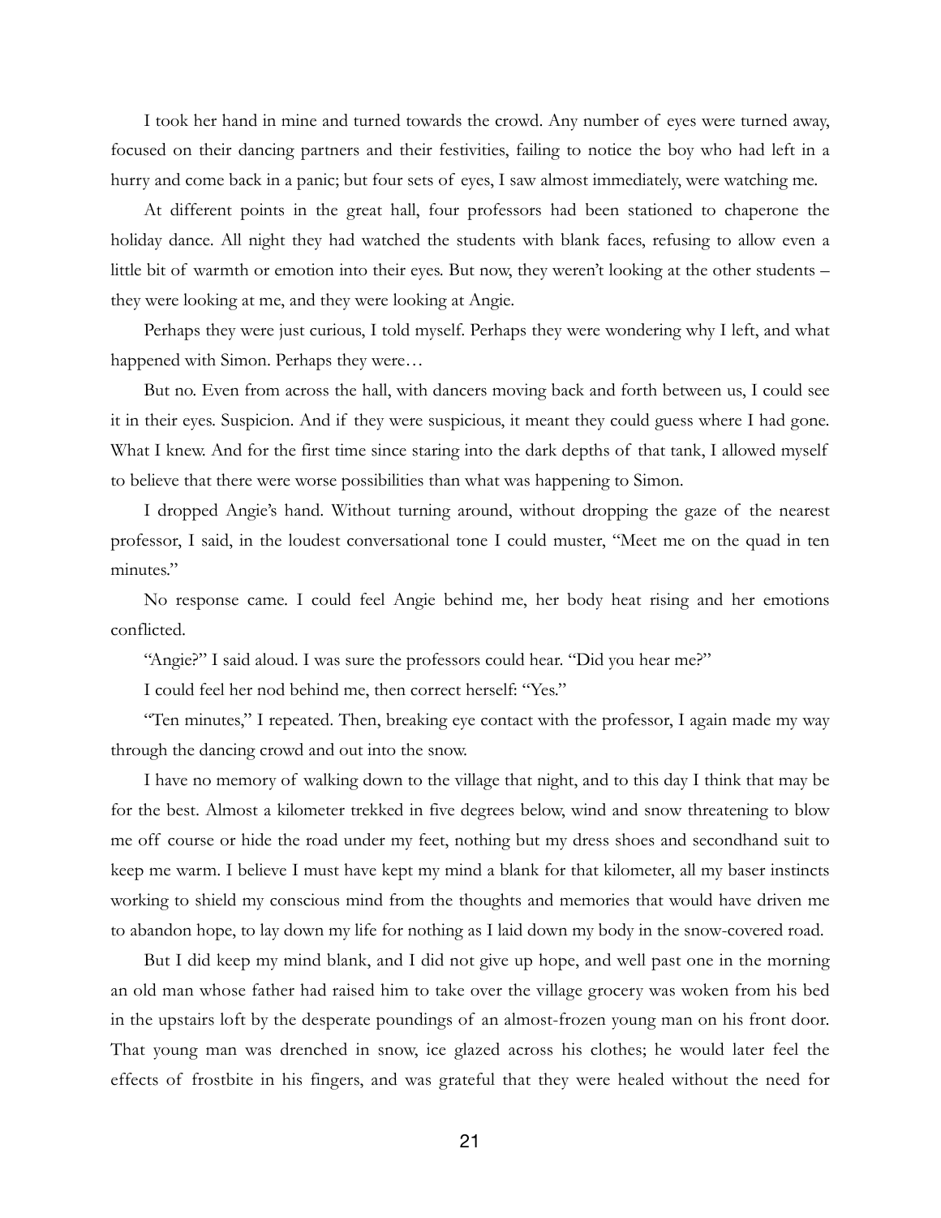I took her hand in mine and turned towards the crowd. Any number of eyes were turned away, focused on their dancing partners and their festivities, failing to notice the boy who had left in a hurry and come back in a panic; but four sets of eyes, I saw almost immediately, were watching me.

At different points in the great hall, four professors had been stationed to chaperone the holiday dance. All night they had watched the students with blank faces, refusing to allow even a little bit of warmth or emotion into their eyes. But now, they weren't looking at the other students – they were looking at me, and they were looking at Angie.

Perhaps they were just curious, I told myself. Perhaps they were wondering why I left, and what happened with Simon. Perhaps they were…

But no. Even from across the hall, with dancers moving back and forth between us, I could see it in their eyes. Suspicion. And if they were suspicious, it meant they could guess where I had gone. What I knew. And for the first time since staring into the dark depths of that tank, I allowed myself to believe that there were worse possibilities than what was happening to Simon.

I dropped Angie's hand. Without turning around, without dropping the gaze of the nearest professor, I said, in the loudest conversational tone I could muster, "Meet me on the quad in ten minutes."

No response came. I could feel Angie behind me, her body heat rising and her emotions conflicted.

"Angie?" I said aloud. I was sure the professors could hear. "Did you hear me?"

I could feel her nod behind me, then correct herself: "Yes."

"Ten minutes," I repeated. Then, breaking eye contact with the professor, I again made my way through the dancing crowd and out into the snow.

I have no memory of walking down to the village that night, and to this day I think that may be for the best. Almost a kilometer trekked in five degrees below, wind and snow threatening to blow me off course or hide the road under my feet, nothing but my dress shoes and secondhand suit to keep me warm. I believe I must have kept my mind a blank for that kilometer, all my baser instincts working to shield my conscious mind from the thoughts and memories that would have driven me to abandon hope, to lay down my life for nothing as I laid down my body in the snow-covered road.

But I did keep my mind blank, and I did not give up hope, and well past one in the morning an old man whose father had raised him to take over the village grocery was woken from his bed in the upstairs loft by the desperate poundings of an almost-frozen young man on his front door. That young man was drenched in snow, ice glazed across his clothes; he would later feel the effects of frostbite in his fingers, and was grateful that they were healed without the need for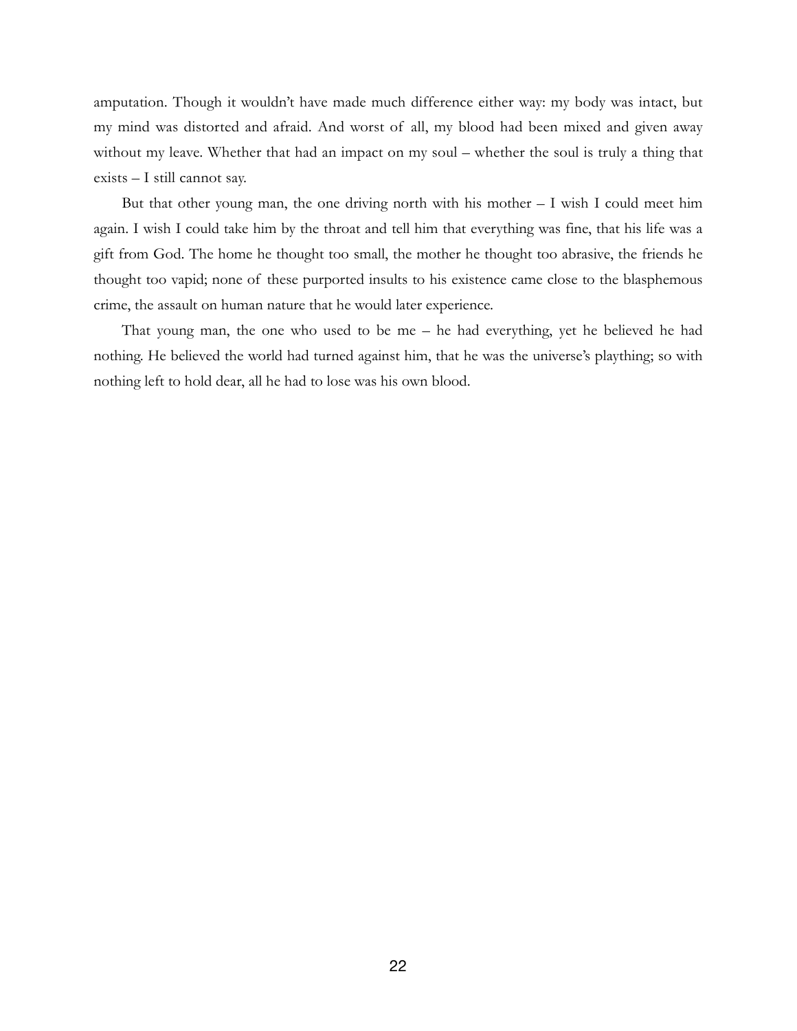amputation. Though it wouldn't have made much difference either way: my body was intact, but my mind was distorted and afraid. And worst of all, my blood had been mixed and given away without my leave. Whether that had an impact on my soul – whether the soul is truly a thing that exists – I still cannot say.

But that other young man, the one driving north with his mother – I wish I could meet him again. I wish I could take him by the throat and tell him that everything was fine, that his life was a gift from God. The home he thought too small, the mother he thought too abrasive, the friends he thought too vapid; none of these purported insults to his existence came close to the blasphemous crime, the assault on human nature that he would later experience.

That young man, the one who used to be me – he had everything, yet he believed he had nothing. He believed the world had turned against him, that he was the universe's plaything; so with nothing left to hold dear, all he had to lose was his own blood.